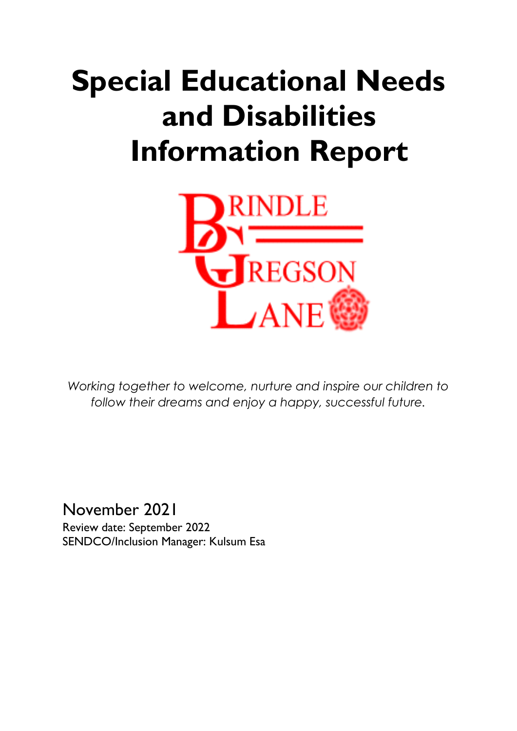# Special Educational Needs and Disabilities Information Report

*Working together to welcome, nurture and inspire our children to follow their dreams and enjoy a happy, successful future.*

November 2021

Review date: September 2022

SENDCO/Inclusion Manager: Kulsum Esa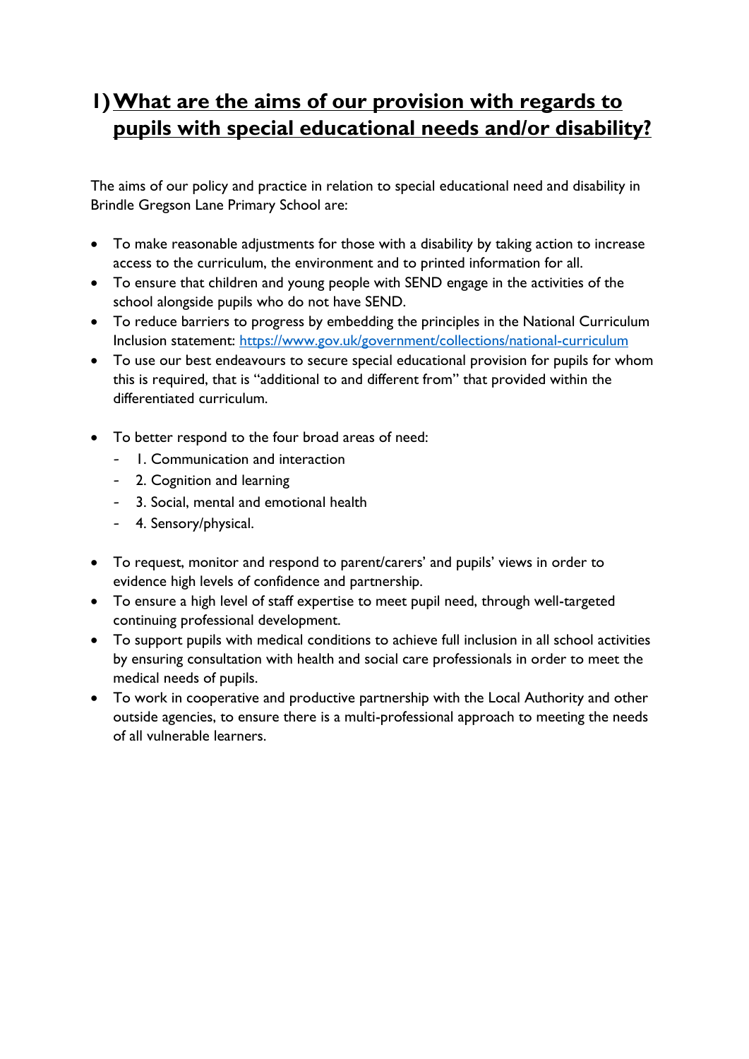# 1) What are the aims of our provision with regards to pupils with special educational needs and/or disability?

The aims of our policy and practice in relation to special educational need and disability in Brindle Gregson Lane Primary School are:

- To make reasonable adjustments for those with a disability by taking action to increase access to the curriculum, the environment and to printed information for all.
- To ensure that children and young people with SEND engage in the activities of the school alongside pupils who do not have SEND.
- To reduce barriers to progress by embedding the principles in the National Curriculum Inclusion statement: [https://www.gov.uk/government/collections/national-curriculum](https://www.gov.uk/government/collections/national-curriculum)
- To use our best endeavours to secure special educational provision for pupils for whom this is required, that is "additional to and different from" that provided within the differentiated curriculum.
- To better respond to the four broad areas of need:
  - 1. Communication and interaction
  - 2. Cognition and learning
  - 3. Social, mental and emotional health
  - 4. Sensory/physical.
- To request, monitor and respond to parent/carers' and pupils' views in order to evidence high levels of confidence and partnership.
- To ensure a high level of staff expertise to meet pupil need, through well-targeted continuing professional development.
- To support pupils with medical conditions to achieve full inclusion in all school activities by ensuring consultation with health and social care professionals in order to meet the medical needs of pupils.
- To work in cooperative and productive partnership with the Local Authority and other outside agencies, to ensure there is a multi-professional approach to meeting the needs of all vulnerable learners.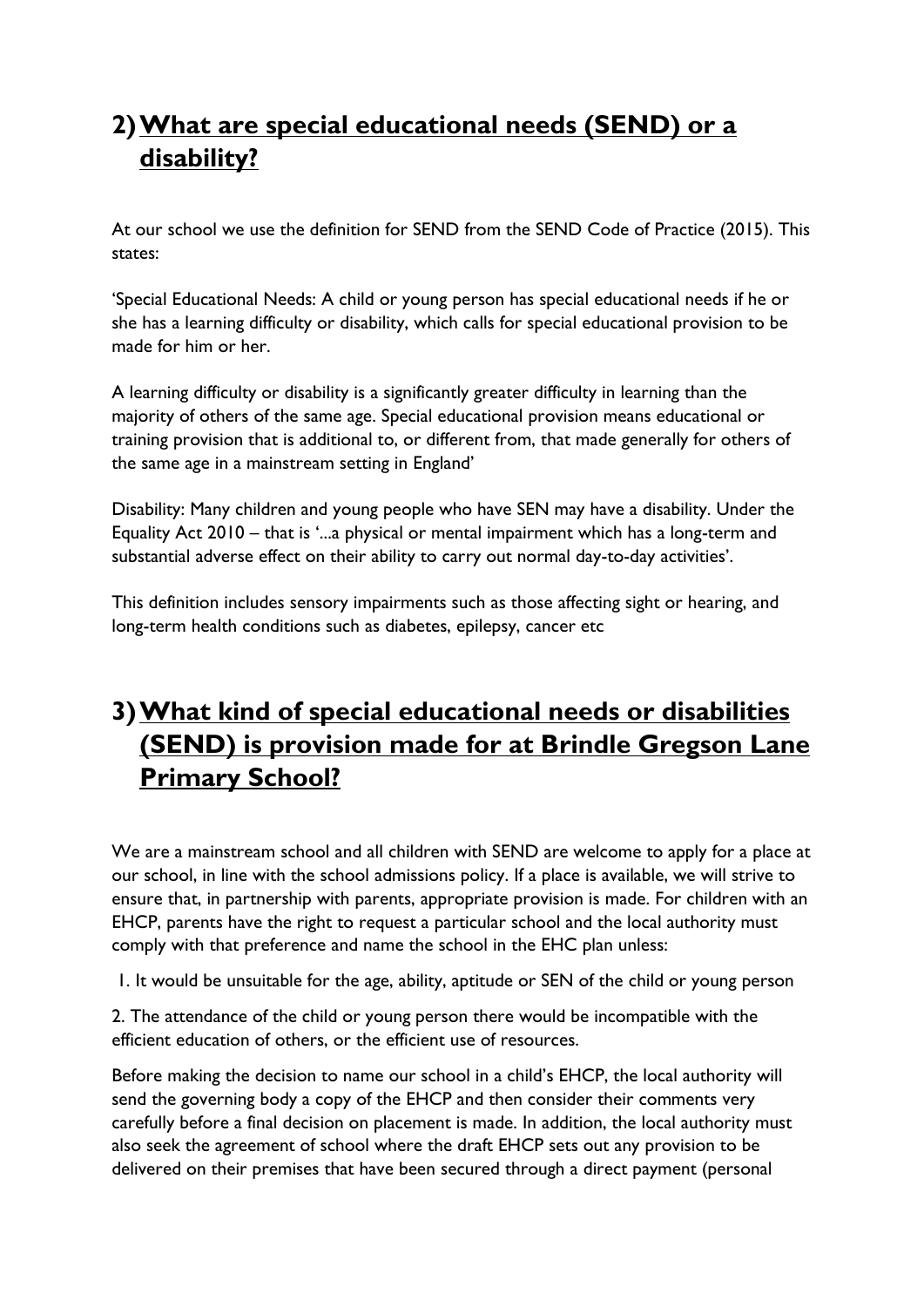## 2) What are special educational needs (SEND) or a disability?

At our school we use the definition for SEND from the SEND Code of Practice (2015). This states:

'Special Educational Needs: A child or young person has special educational needs if he or she has a learning difficulty or disability, which calls for special educational provision to be made for him or her.

A learning difficulty or disability is a significantly greater difficulty in learning than the majority of others of the same age. Special educational provision means educational or training provision that is additional to, or different from, that made generally for others of the same age in a mainstream setting in England'

Disability: Many children and young people who have SEN may have a disability. Under the Equality Act 2010 – that is '...a physical or mental impairment which has a long-term and substantial adverse effect on their ability to carry out normal day-to-day activities'.

This definition includes sensory impairments such as those affecting sight or hearing, and long-term health conditions such as diabetes, epilepsy, cancer etc

## 3) What kind of special educational needs or disabilities (SEND) is provision made for at Brindle Gregson Lane Primary School?

We are a mainstream school and all children with SEND are welcome to apply for a place at our school, in line with the school admissions policy. If a place is available, we will strive to ensure that, in partnership with parents, appropriate provision is made. For children with an EHCP, parents have the right to request a particular school and the local authority must comply with that preference and name the school in the EHC plan unless:

1. It would be unsuitable for the age, ability, aptitude or SEN of the child or young person

2. The attendance of the child or young person there would be incompatible with the efficient education of others, or the efficient use of resources.

Before making the decision to name our school in a child's EHCP, the local authority will send the governing body a copy of the EHCP and then consider their comments very carefully before a final decision on placement is made. In addition, the local authority must also seek the agreement of school where the draft EHCP sets out any provision to be delivered on their premises that have been secured through a direct payment (personal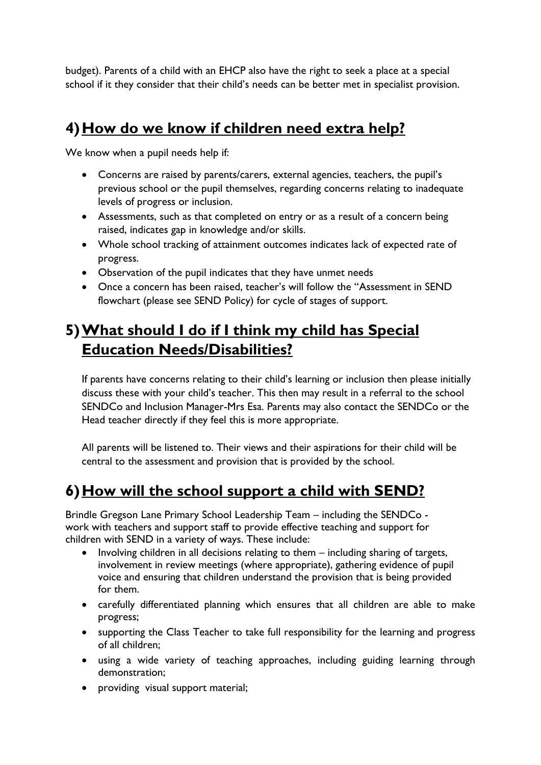budget). Parents of a child with an EHCP also have the right to seek a place at a special school if it they consider that their child's needs can be better met in specialist provision.

## 4) How do we know if children need extra help?

We know when a pupil needs help if:

- Concerns are raised by parents/carers, external agencies, teachers, the pupil's previous school or the pupil themselves, regarding concerns relating to inadequate levels of progress or inclusion.
- Assessments, such as that completed on entry or as a result of a concern being raised, indicates gap in knowledge and/or skills.
- Whole school tracking of attainment outcomes indicates lack of expected rate of progress.
- Observation of the pupil indicates that they have unmet needs
- Once a concern has been raised, teacher's will follow the "Assessment in SEND flowchart (please see SEND Policy) for cycle of stages of support.

## 5) What should I do if I think my child has Special Education Needs/Disabilities?

If parents have concerns relating to their child's learning or inclusion then please initially discuss these with your child's teacher. This then may result in a referral to the school SENDCo and Inclusion Manager-Mrs Esa. Parents may also contact the SENDCo or the Head teacher directly if they feel this is more appropriate.

All parents will be listened to. Their views and their aspirations for their child will be central to the assessment and provision that is provided by the school.

## 6) How will the school support a child with SEND?

Brindle Gregson Lane Primary School Leadership Team – including the SENDCo - work with teachers and support staff to provide effective teaching and support for children with SEND in a variety of ways. These include:

- Involving children in all decisions relating to them – including sharing of targets, involvement in review meetings (where appropriate), gathering evidence of pupil voice and ensuring that children understand the provision that is being provided for them.
- carefully differentiated planning which ensures that all children are able to make progress;
- supporting the Class Teacher to take full responsibility for the learning and progress of all children;
- using a wide variety of teaching approaches, including guiding learning through demonstration;
- providing visual support material;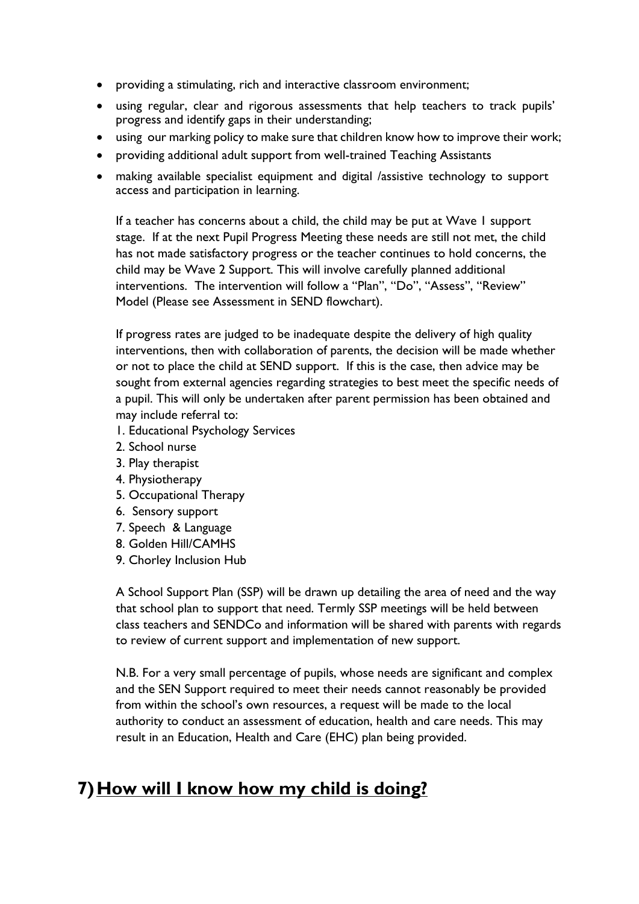- providing a stimulating, rich and interactive classroom environment;
- using regular, clear and rigorous assessments that help teachers to track pupils' progress and identify gaps in their understanding;
- using our marking policy to make sure that children know how to improve their work;
- providing additional adult support from well-trained Teaching Assistants
- making available specialist equipment and digital /assistive technology to support access and participation in learning.

If a teacher has concerns about a child, the child may be put at Wave 1 support stage. If at the next Pupil Progress Meeting these needs are still not met, the child has not made satisfactory progress or the teacher continues to hold concerns, the child may be Wave 2 Support. This will involve carefully planned additional interventions. The intervention will follow a "Plan", "Do", "Assess", "Review" Model (Please see Assessment in SEND flowchart).

If progress rates are judged to be inadequate despite the delivery of high quality interventions, then with collaboration of parents, the decision will be made whether or not to place the child at SEND support. If this is the case, then advice may be sought from external agencies regarding strategies to best meet the specific needs of a pupil. This will only be undertaken after parent permission has been obtained and may include referral to:

1. Educational Psychology Services
2. School nurse
3. Play therapist
4. Physiotherapy
5. Occupational Therapy
6. Sensory support
7. Speech & Language
8. Golden Hill/CAMHS
9. Chorley Inclusion Hub

A School Support Plan (SSP) will be drawn up detailing the area of need and the way that school plan to support that need. Termly SSP meetings will be held between class teachers and SENDCo and information will be shared with parents with regards to review of current support and implementation of new support.

N.B. For a very small percentage of pupils, whose needs are significant and complex and the SEN Support required to meet their needs cannot reasonably be provided from within the school's own resources, a request will be made to the local authority to conduct an assessment of education, health and care needs. This may result in an Education, Health and Care (EHC) plan being provided.

## 7) How will I know how my child is doing?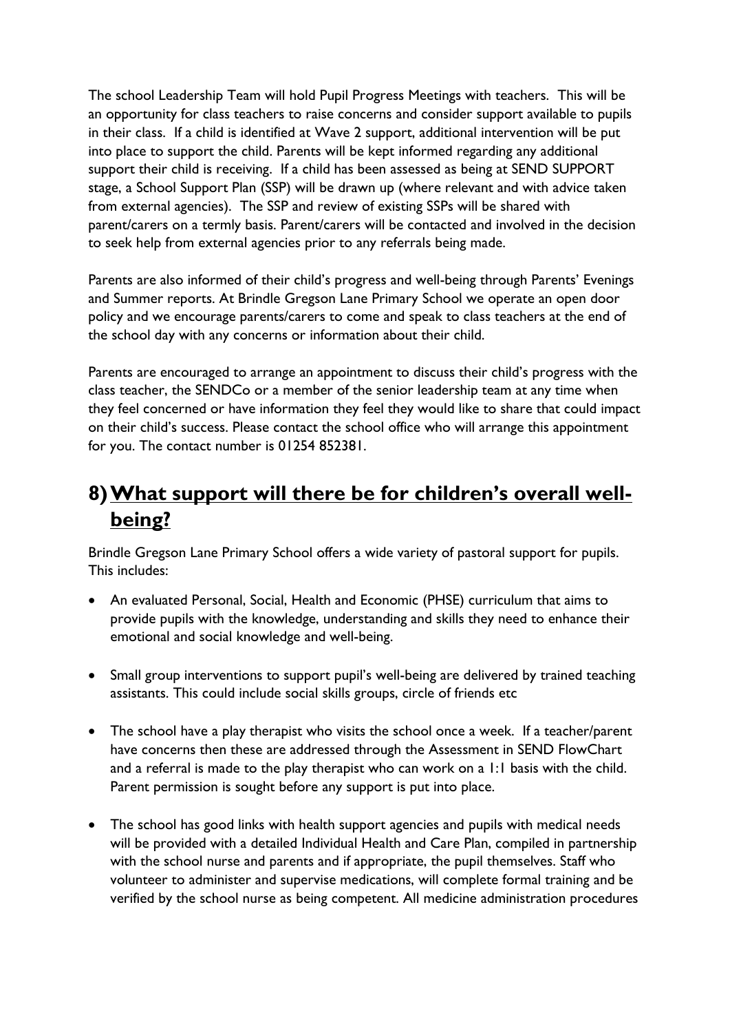The school Leadership Team will hold Pupil Progress Meetings with teachers. This will be an opportunity for class teachers to raise concerns and consider support available to pupils in their class. If a child is identified at Wave 2 support, additional intervention will be put into place to support the child. Parents will be kept informed regarding any additional support their child is receiving. If a child has been assessed as being at SEND SUPPORT stage, a School Support Plan (SSP) will be drawn up (where relevant and with advice taken from external agencies). The SSP and review of existing SSPs will be shared with parent/carers on a termly basis. Parent/carers will be contacted and involved in the decision to seek help from external agencies prior to any referrals being made.

Parents are also informed of their child's progress and well-being through Parents' Evenings and Summer reports. At Brindle Gregson Lane Primary School we operate an open door policy and we encourage parents/carers to come and speak to class teachers at the end of the school day with any concerns or information about their child.

Parents are encouraged to arrange an appointment to discuss their child's progress with the class teacher, the SENDCo or a member of the senior leadership team at any time when they feel concerned or have information they feel they would like to share that could impact on their child's success. Please contact the school office who will arrange this appointment for you. The contact number is 01254 852381.

## 8) What support will there be for children's overall well-being?

Brindle Gregson Lane Primary School offers a wide variety of pastoral support for pupils. This includes:

- An evaluated Personal, Social, Health and Economic (PHSE) curriculum that aims to provide pupils with the knowledge, understanding and skills they need to enhance their emotional and social knowledge and well-being.
- Small group interventions to support pupil's well-being are delivered by trained teaching assistants. This could include social skills groups, circle of friends etc
- The school have a play therapist who visits the school once a week. If a teacher/parent have concerns then these are addressed through the Assessment in SEND FlowChart and a referral is made to the play therapist who can work on a 1:1 basis with the child. Parent permission is sought before any support is put into place.
- The school has good links with health support agencies and pupils with medical needs will be provided with a detailed Individual Health and Care Plan, compiled in partnership with the school nurse and parents and if appropriate, the pupil themselves. Staff who volunteer to administer and supervise medications, will complete formal training and be verified by the school nurse as being competent. All medicine administration procedures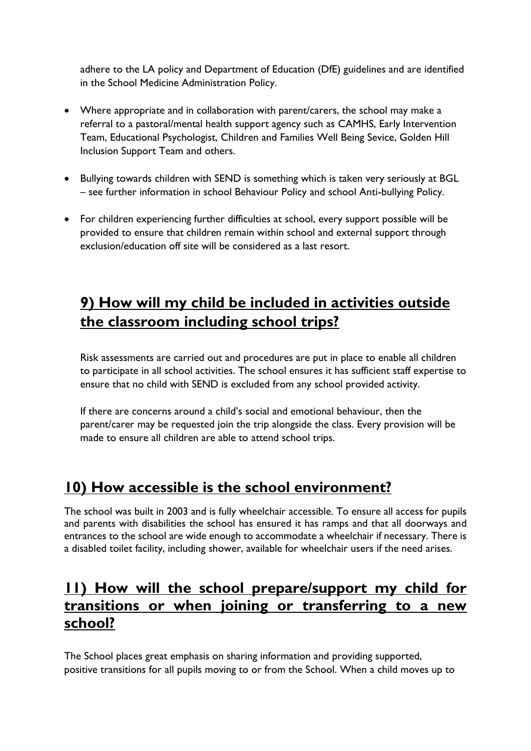adhere to the LA policy and Department of Education (DfE) guidelines and are identified in the School Medicine Administration Policy.

- Where appropriate and in collaboration with parent/carers, the school may make a referral to a pastoral/mental health support agency such as CAMHS, Early Intervention Team, Educational Psychologist, Children and Families Well Being Sevice, Golden Hill Inclusion Support Team and others.
- Bullying towards children with SEND is something which is taken very seriously at BGL – see further information in school Behaviour Policy and school Anti-bullying Policy.
- For children experiencing further difficulties at school, every support possible will be provided to ensure that children remain within school and external support through exclusion/education off site will be considered as a last resort.

## 9) How will my child be included in activities outside the classroom including school trips?

Risk assessments are carried out and procedures are put in place to enable all children to participate in all school activities. The school ensures it has sufficient staff expertise to ensure that no child with SEND is excluded from any school provided activity.

If there are concerns around a child's social and emotional behaviour, then the parent/carer may be requested join the trip alongside the class. Every provision will be made to ensure all children are able to attend school trips.

## 10) How accessible is the school environment?

The school was built in 2003 and is fully wheelchair accessible. To ensure all access for pupils and parents with disabilities the school has ensured it has ramps and that all doorways and entrances to the school are wide enough to accommodate a wheelchair if necessary. There is a disabled toilet facility, including shower, available for wheelchair users if the need arises.

## 11) How will the school prepare/support my child for transitions or when joining or transferring to a new school?

The School places great emphasis on sharing information and providing supported, positive transitions for all pupils moving to or from the School. When a child moves up to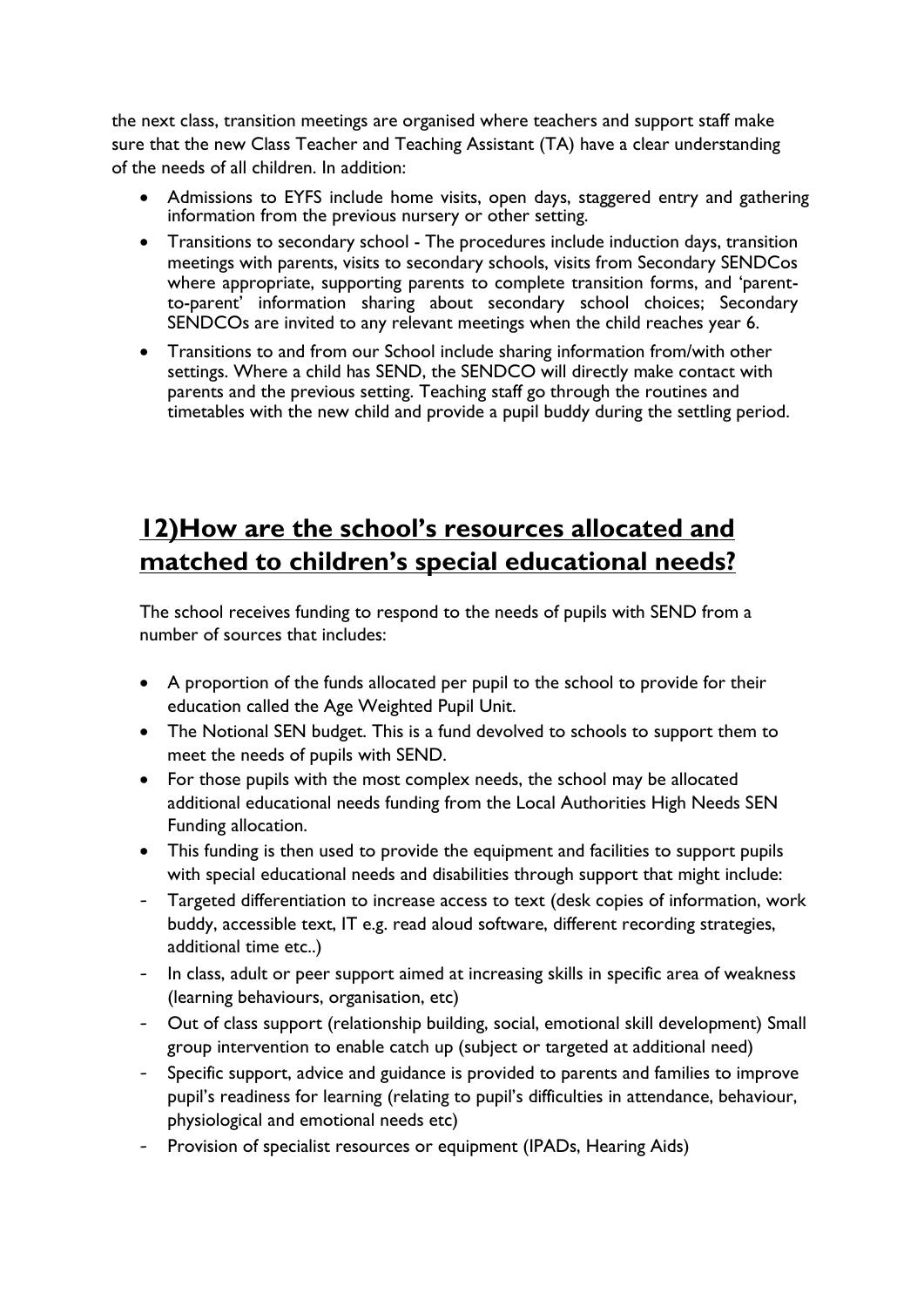the next class, transition meetings are organised where teachers and support staff make sure that the new Class Teacher and Teaching Assistant (TA) have a clear understanding of the needs of all children. In addition:

- Admissions to EYFS include home visits, open days, staggered entry and gathering information from the previous nursery or other setting.
- Transitions to secondary school - The procedures include induction days, transition meetings with parents, visits to secondary schools, visits from Secondary SENDCos where appropriate, supporting parents to complete transition forms, and 'parent-to-parent' information sharing about secondary school choices; Secondary SENDCOs are invited to any relevant meetings when the child reaches year 6.
- Transitions to and from our School include sharing information from/with other settings. Where a child has SEND, the SENDCO will directly make contact with parents and the previous setting. Teaching staff go through the routines and timetables with the new child and provide a pupil buddy during the settling period.

## 12)How are the school's resources allocated and matched to children's special educational needs?

The school receives funding to respond to the needs of pupils with SEND from a number of sources that includes:

- A proportion of the funds allocated per pupil to the school to provide for their education called the Age Weighted Pupil Unit.
- The Notional SEN budget. This is a fund devolved to schools to support them to meet the needs of pupils with SEND.
- For those pupils with the most complex needs, the school may be allocated additional educational needs funding from the Local Authorities High Needs SEN Funding allocation.
- This funding is then used to provide the equipment and facilities to support pupils with special educational needs and disabilities through support that might include:
  - Targeted differentiation to increase access to text (desk copies of information, work buddy, accessible text, IT e.g. read aloud software, different recording strategies, additional time etc..)
  - In class, adult or peer support aimed at increasing skills in specific area of weakness (learning behaviours, organisation, etc)
  - Out of class support (relationship building, social, emotional skill development) Small group intervention to enable catch up (subject or targeted at additional need)
  - Specific support, advice and guidance is provided to parents and families to improve pupil's readiness for learning (relating to pupil's difficulties in attendance, behaviour, physiological and emotional needs etc)
  - Provision of specialist resources or equipment (IPADs, Hearing Aids)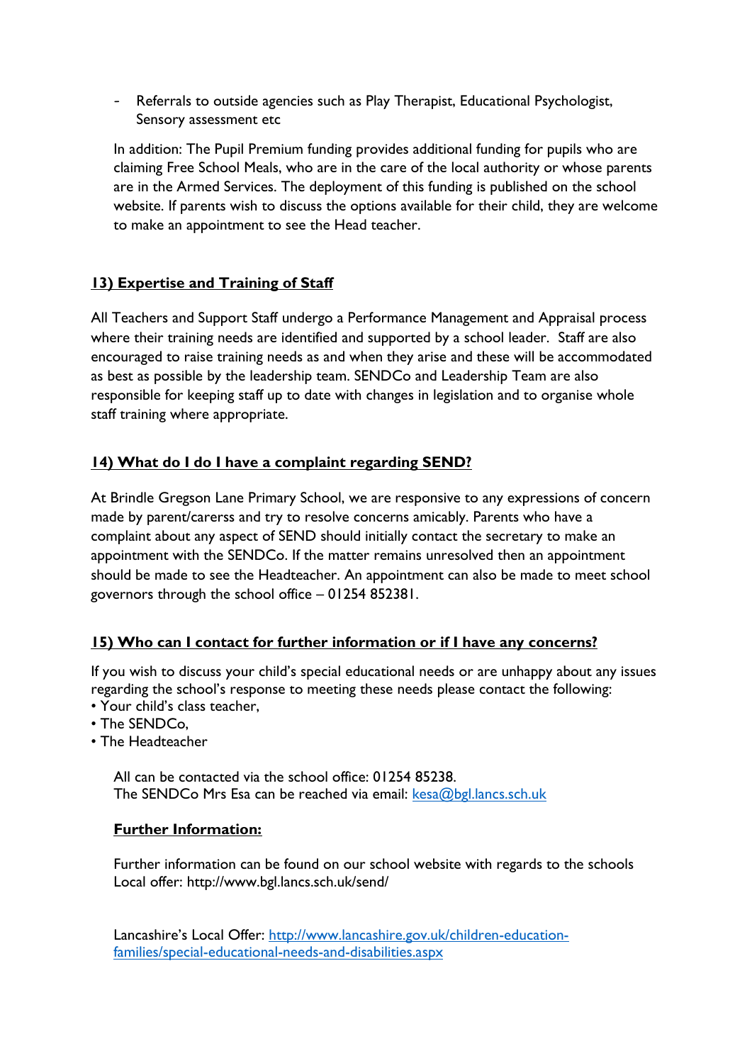- Referrals to outside agencies such as Play Therapist, Educational Psychologist, Sensory assessment etc

In addition: The Pupil Premium funding provides additional funding for pupils who are claiming Free School Meals, who are in the care of the local authority or whose parents are in the Armed Services. The deployment of this funding is published on the school website. If parents wish to discuss the options available for their child, they are welcome to make an appointment to see the Head teacher.

## 13) Expertise and Training of Staff

All Teachers and Support Staff undergo a Performance Management and Appraisal process where their training needs are identified and supported by a school leader. Staff are also encouraged to raise training needs as and when they arise and these will be accommodated as best as possible by the leadership team. SENDCo and Leadership Team are also responsible for keeping staff up to date with changes in legislation and to organise whole staff training where appropriate.

## 14) What do I do I have a complaint regarding SEND?

At Brindle Gregson Lane Primary School, we are responsive to any expressions of concern made by parent/carerss and try to resolve concerns amicably. Parents who have a complaint about any aspect of SEND should initially contact the secretary to make an appointment with the SENDCo. If the matter remains unresolved then an appointment should be made to see the Headteacher. An appointment can also be made to meet school governors through the school office – 01254 852381.

## 15) Who can I contact for further information or if I have any concerns?

If you wish to discuss your child's special educational needs or are unhappy about any issues regarding the school's response to meeting these needs please contact the following:

- Your child's class teacher,
- The SENDCo,
- The Headteacher

All can be contacted via the school office: 01254 85238.
The SENDCo Mrs Esa can be reached via email: kesa@bgl.lancs.sch.uk

### Further Information:

Further information can be found on our school website with regards to the schools Local offer: http://www.bgl.lancs.sch.uk/send/

Lancashire's Local Offer: http://www.lancashire.gov.uk/children-education-families/special-educational-needs-and-disabilities.aspx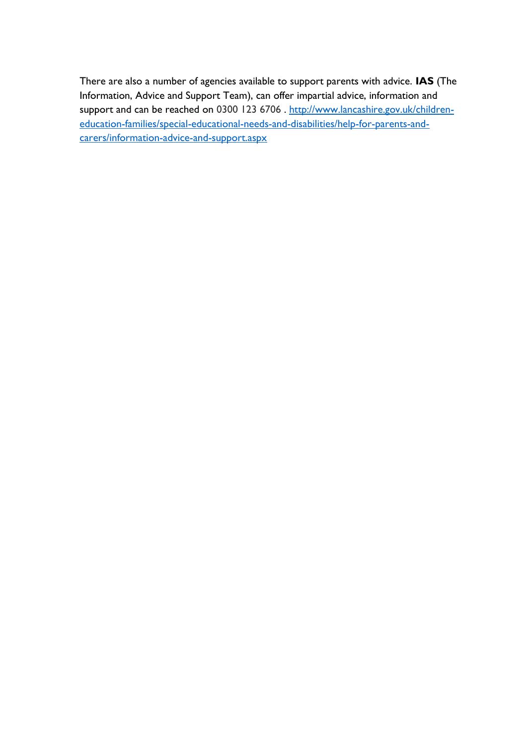There are also a number of agencies available to support parents with advice. **IAS** (The Information, Advice and Support Team), can offer impartial advice, information and support and can be reached on 0300 123 6706 . [http://www.lancashire.gov.uk/children-education-families/special-educational-needs-and-disabilities/help-for-parents-and-carers/information-advice-and-support.aspx](http://www.lancashire.gov.uk/children-education-families/special-educational-needs-and-disabilities/help-for-parents-and-carers/information-advice-and-support.aspx)